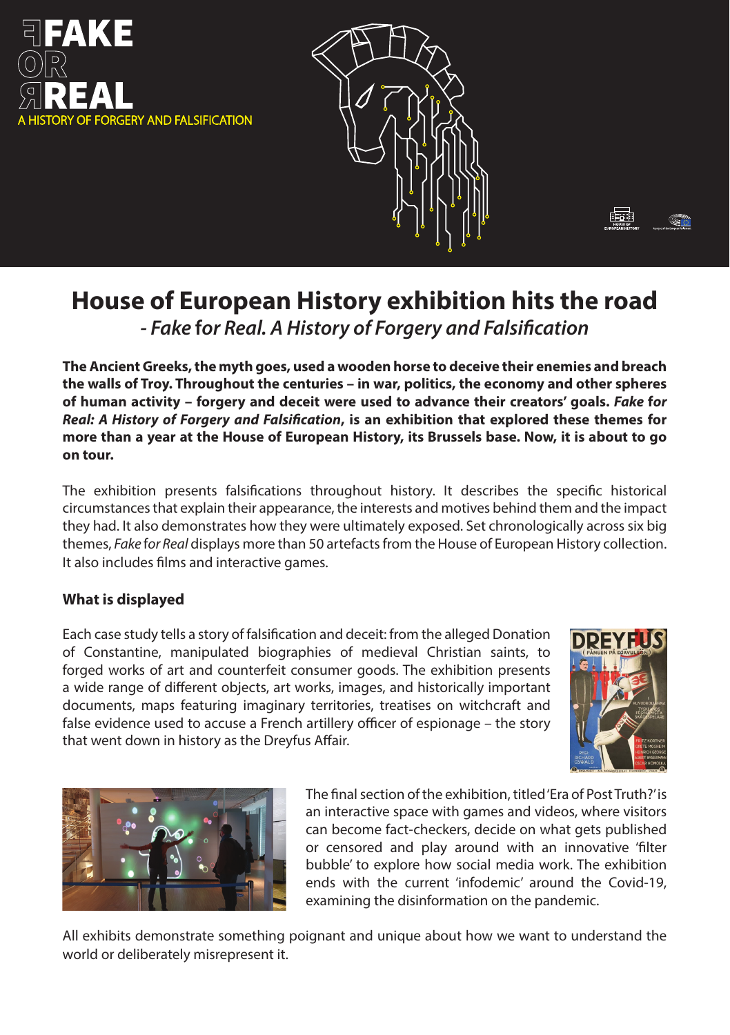FAKE OR REAL

A HISTORY OF FORGERY AND FALSIFICATION

# House of European History exhibition hits the road

## *- Fake for Real. A History of Forgery and Falsification*

**The Ancient Greeks, the myth goes, used a wooden horse to deceive their enemies and breach the walls of Troy. Throughout the centuries – in war, politics, the economy and other spheres of human activity – forgery and deceit were used to advance their creators' goals. *Fake for Real: A History of Forgery and Falsification*, is an exhibition that explored these themes for more than a year at the House of European History, its Brussels base. Now, it is about to go on tour.**

The exhibition presents falsifications throughout history. It describes the specific historical circumstances that explain their appearance, the interests and motives behind them and the impact they had. It also demonstrates how they were ultimately exposed. Set chronologically across six big themes, *Fake for Real* displays more than 50 artefacts from the House of European History collection. It also includes films and interactive games.

### What is displayed

Each case study tells a story of falsification and deceit: from the alleged Donation of Constantine, manipulated biographies of medieval Christian saints, to forged works of art and counterfeit consumer goods. The exhibition presents a wide range of different objects, art works, images, and historically important documents, maps featuring imaginary territories, treatises on witchcraft and false evidence used to accuse a French artillery officer of espionage – the story that went down in history as the Dreyfus Affair.

The final section of the exhibition, titled 'Era of Post Truth?' is an interactive space with games and videos, where visitors can become fact-checkers, decide on what gets published or censored and play around with an innovative 'filter bubble' to explore how social media work. The exhibition ends with the current 'infodemic' around the Covid-19, examining the disinformation on the pandemic.

All exhibits demonstrate something poignant and unique about how we want to understand the world or deliberately misrepresent it.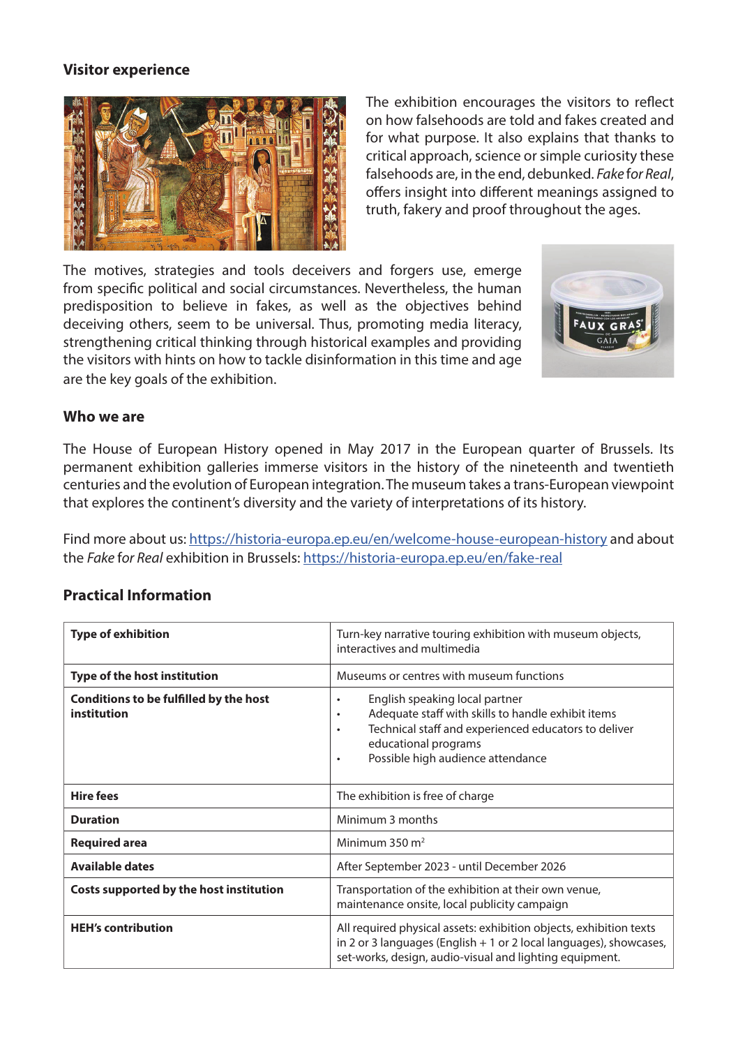## Visitor experience

The exhibition encourages the visitors to reflect on how falsehoods are told and fakes created and for what purpose. It also explains that thanks to critical approach, science or simple curiosity these falsehoods are, in the end, debunked. *Fake for Real*, offers insight into different meanings assigned to truth, fakery and proof throughout the ages.

The motives, strategies and tools deceivers and forgers use, emerge from specific political and social circumstances. Nevertheless, the human predisposition to believe in fakes, as well as the objectives behind deceiving others, seem to be universal. Thus, promoting media literacy, strengthening critical thinking through historical examples and providing the visitors with hints on how to tackle disinformation in this time and age are the key goals of the exhibition.

## Who we are

The House of European History opened in May 2017 in the European quarter of Brussels. Its permanent exhibition galleries immerse visitors in the history of the nineteenth and twentieth centuries and the evolution of European integration. The museum takes a trans-European viewpoint that explores the continent's diversity and the variety of interpretations of its history.

Find more about us: https://historia-europa.ep.eu/en/welcome-house-european-history and about the *Fake for Real* exhibition in Brussels: https://historia-europa.ep.eu/en/fake-real

## Practical Information

| | |
|---|---|
| **Type of exhibition** | Turn-key narrative touring exhibition with museum objects, interactives and multimedia |
| **Type of the host institution** | Museums or centres with museum functions |
| **Conditions to be fulfilled by the host institution** | • English speaking local partner<br>• Adequate staff with skills to handle exhibit items<br>• Technical staff and experienced educators to deliver educational programs<br>• Possible high audience attendance |
| **Hire fees** | The exhibition is free of charge |
| **Duration** | Minimum 3 months |
| **Required area** | Minimum 350 $m^2$ |
| **Available dates** | After September 2023 - until December 2026 |
| **Costs supported by the host institution** | Transportation of the exhibition at their own venue, maintenance onsite, local publicity campaign |
| **HEH's contribution** | All required physical assets: exhibition objects, exhibition texts in 2 or 3 languages (English + 1 or 2 local languages), showcases, set-works, design, audio-visual and lighting equipment. |